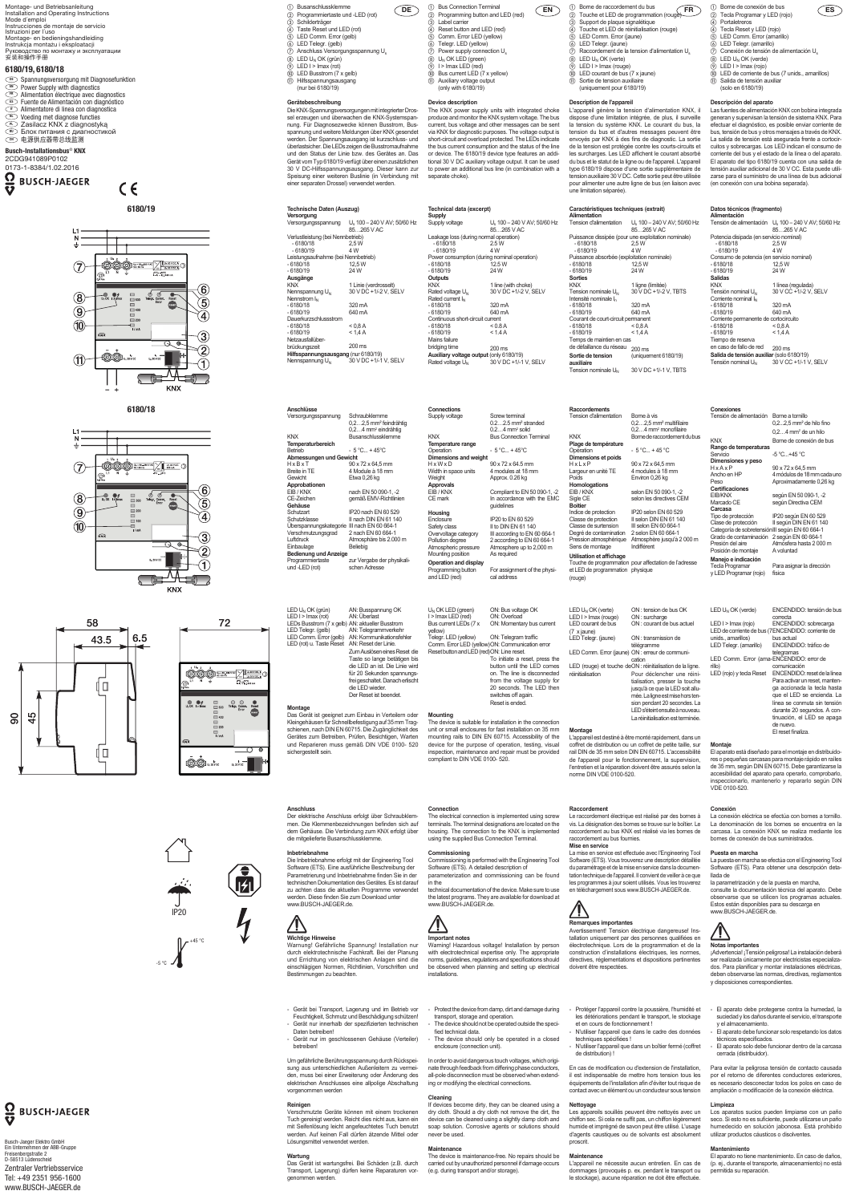Montage- und Betriebsanleitung
Installation and Operating Instructions
Mode d'emploi
Instrucciones de montaje de servicio
Istruzioni per l'uso
Montage- en bedieningshandleiding
Instrukcja montażu i eksploatacji
Руководство по монтажу и эксплуатации
安装和操作手册

# 6180/19, 6180/18

- DE Spannungsversorgung mit Diagnosefunktion
- EN Power Supply with diagnostics
- FR Alimentation électrique avec diagnostics
- ES Fuente de Alimentación con diagnóstico
- IT Alimentatore di linea con diagnostica
- NL Voeding met diagnose functies
- PL Zasilacz KNX z diagnostyką
- RU Блок питания с диагностикой
- CN 电源供应器带总线监测

**Busch-Installationsbus® KNX**
2CDG941089P0102
0173-1-8384/1.02.2016

BUSCH-JAEGER

CE

6180/19

L1
N

KNX

6180/18

L1
N

KNX

58
43.5
6.5
72
90
45

IP20

+45 °C
-5 °C

BUSCH-JAEGER

Busch-Jaeger Elektro GmbH
Ein Unternehmen der ABB-Gruppe
Freisenbergstraße 2
D-58513 Lüdenscheid

Zentraler Vertriebsservice
Tel: +49 2351 956-1600
www.BUSCH-JAEGER.de

## DE

1. Busanschlussklemme
2. Programmiertaste und -LED (rot)
3. Schildträger
4. Taste Reset und LED (rot)
5. LED Comm. Error (gelb)
6. LED Telegr. (gelb)
7. Anschluss Versorgungsspannung $U_s$
8. LED $U_N$ OK (grün)
9. LED I > Imax (rot)
10. LED Busstrom (7 x gelb)
11. Hilfsspannungsausgang (nur bei 6180/19)

### Gerätebeschreibung

Die KNX-Spannungsversorgungen mit integrierter Drossel erzeugen und überwachen die KNX-Systemspannung. Für Diagnosezwecke können Busstrom, Busspannung und weitere Meldungen über KNX gesendet werden. Der Spannungsausgang ist kurzschluss- und überlastsicher. Die LEDs zeigen die Busstromaufnahme und den Status der Linie bzw. des Gerätes an. Das Gerät vom Typ 6180/19 verfügt über einen zusätzlichen 30 V DC-Hilfsspannungsausgang. Dieser kann zur Speisung einer weiteren Buslinie (in Verbindung mit einer separaten Drossel) verwendet werden.

### Technische Daten (Auszug)

| | |
|---|---|
| **Versorgung** | |
| Versorgungsspannung | $U_s$ 100 – 240 V AV; 50/60 Hz 85…265 V AC |
| Verlustleistung (bei Nennbetrieb) | |
| - 6180/18 | 2,5 W |
| - 6180/19 | 4 W |
| Leistungsaufnahme (bei Nennbetrieb) | |
| - 6180/18 | 12,5 W |
| - 6180/19 | 24 W |
| **Ausgänge** | |
| KNX | 1 Linie (verdrosselt) |
| Nennspannung $U_N$ | 30 V DC +1/-2 V, SELV |
| Nennstrom $I_N$ | |
| - 6180/18 | 320 mA |
| - 6180/19 | 640 mA |
| Dauerkurzschlussstrom | |
| - 6180/18 | < 0,8 A |
| - 6180/19 | < 1,4 A |
| Netzausfallüberbrückungszeit | 200 ms |
| **Hilfsspannungsausgang** (nur 6180/19) | |
| Nennspannung $U_N$ | 30 V DC +1/-1 V, SELV |
| **Anschlüsse** | |
| Versorgungsspannung | Schraubklemme 0,2…2,5 mm² feindrähtig 0,2…4 mm² eindrähtig |
| KNX | Busanschlussklemme |
| **Temperaturbereich** | |
| Betrieb | - 5 °C… + 45°C |
| **Abmessungen und Gewicht** | |
| H x B x T | 90 x 72 x 64,5 mm |
| Breite in TE | 4 Module à 18 mm |
| Gewicht | Etwa 0,26 kg |
| **Approbationen** | |
| EIB / KNX | nach EN 50 090-1, -2 |
| CE-Zeichen | gemäß EMV-Richtlinien |
| **Gehäuse** | |
| Schutzart | IP20 nach EN 60 529 |
| Schutzklasse | II nach DIN EN 61 140 |
| Überspannungskategorie | III nach EN 60 664-1 |
| Verschmutzungsgrad | 2 nach EN 60 664-1 |
| Luftdruck | Atmosphäre bis 2.000 m |
| Einbaulage | Beliebig |
| **Bedienung und Anzeige** | |
| Programmiertaste und -LED (rot) | zur Vergabe der physikalischen Adresse |

| | |
|---|---|
| LED $U_N$ OK (grün) | AN: Busspannung OK |
| LED I > Imax (rot) | AN: Überlast |
| LEDs Busstrom (7 x gelb) | AN: aktueller Busstrom |
| LED Telegr. (gelb) | AN: Telegrammverkehr |
| LED Comm. Error (gelb) | AN: Kommunikationsfehler |
| LED (rot) u. Taste Reset | AN: Reset der Linie. Zum Auslösen eines Reset die Taste so lange betätigen bis die LED an ist. Die Linie wird für 20 Sekunden spannungsfreigeschaltet. Danach erlischt die LED wieder. Der Reset ist beendet. |

### Montage

Das Gerät ist geeignet zum Einbau in Verteilern oder Kleingehäusen für Schnellbefestigung auf 35 mm Tragschienen, nach DIN EN 60715. Die Zugänglichkeit des Gerätes zum Betreiben, Prüfen, Besichtigen, Warten und Reparieren muss gemäß DIN VDE 0100- 520 sichergestellt sein.

### Anschluss

Der elektrische Anschluss erfolgt über Schraubklemmen. Die Klemmenbezeichnungen befinden sich auf dem Gehäuse. Die Verbindung zum KNX erfolgt über die mitgelieferte Busanschlussklemme.

### Inbetriebnahme

Die Inbetriebnahme erfolgt mit der Engineering Tool Software (ETS). Eine ausführliche Beschreibung der Parametrierung und Inbetriebnahme finden Sie in der technischen Dokumentation des Gerätes. Es ist darauf zu achten dass die aktuellen Programme verwendet werden. Diese finden Sie zum Download unter www.BUSCH-JAEGER.de.

### Wichtige Hinweise

Warnung! Gefährliche Spannung! Installation nur durch elektrotechnische Fachkraft. Bei der Planung und Errichtung von elektrischen Anlagen sind die einschlägigen Normen, Richtlinien, Vorschriften und Bestimmungen zu beachten.

- Gerät bei Transport, Lagerung und im Betrieb vor Feuchtigkeit, Schmutz und Beschädigung schützen!
- Gerät nur innerhalb der spezifizierten technischen Daten betreiben!
- Gerät nur im geschlossenen Gehäuse (Verteiler) betreiben!

Um gefährliche Berührungsspannung durch Rückspeisung aus unterschiedlichen Außenleitern zu vermeiden, muss bei einer Erweiterung oder Änderung des elektrischen Anschlusses eine allpolige Abschaltung vorgenommen werden

### Reinigen

Verschmutzte Geräte können mit einem trockenen Tuch gereinigt werden. Reicht dies nicht aus, kann ein mit Seifenlösung leicht angefeuchtetes Tuch benutzt werden. Auf keinen Fall dürfen ätzende Mittel oder Lösungsmittel verwendet werden.

### Wartung

Das Gerät ist wartungsfrei. Bei Schäden (z.B. durch Transport, Lagerung) dürfen keine Reparaturen vorgenommen werden.

## EN

1. Bus Connection Terminal
2. Programming button and LED (red)
3. Label carrier
4. Reset button and LED (red)
5. Comm. Error LED (yellow)
6. Telegr. LED (yellow)
7. Power supply connection $U_s$
8. $U_N$ OK LED (green)
9. I > Imax LED (red)
10. Bus current LED (7 x yellow)
11. Auxiliary voltage output (only with 6180/19)

### Device description

The KNX power supply units with integrated choke produce and monitor the KNX system voltage. The bus current, bus voltage and other messages can be sent via KNX for diagnostic purposes. The voltage output is short-circuit and overload protected. The LEDs indicate the bus current consumption and the status of the line or device. The 6180/19 device type features an additional 30 V DC auxiliary voltage output. It can be used to power an additional bus line (in combination with a separate choke).

### Technical data (excerpt)

| | |
|---|---|
| **Supply** | |
| Supply voltage | $U_s$ 100 – 240 V AV; 50/60 Hz 85…265 V AC |
| Leakage loss (during normal operation) | |
| - 6180/18 | 2.5 W |
| - 6180/19 | 4 W |
| Power consumption (during normal operation) | |
| - 6180/18 | 12.5 W |
| - 6180/19 | 24 W |
| **Outputs** | |
| KNX | 1 line (with choke) |
| Rated voltage $U_N$ | 30 V DC +1/-2 V, SELV |
| Rated current $I_N$ | |
| - 6180/18 | 320 mA |
| - 6180/19 | 640 mA |
| Continuous short-circuit current | |
| - 6180/18 | < 0.8 A |
| - 6180/19 | < 1.4 A |
| Mains failure bridging time | 200 ms |
| **Auxiliary voltage output** (only 6180/19) | |
| Rated voltage $U_N$ | 30 V DC +1/-1 V, SELV |
| **Connections** | |
| Supply voltage | Screw terminal 0.2…2.5 mm² stranded 0.2…4 mm² solid |
| KNX | Bus Connection Terminal |
| **Temperature range** | |
| Operation | - 5 °C… + 45°C |
| **Dimensions and weight** | |
| H x W x D | 90 x 72 x 64.5 mm |
| Width in space units | 4 modules at 18 mm |
| Weight | Approx. 0.26 kg |
| **Approvals** | |
| EIB / KNX | Compliant to EN 50 090-1, -2 |
| CE mark | In accordance with the EMC guidelines |
| **Housing** | |
| Enclosure | IP20 to EN 60 529 |
| Safety class | II to DIN EN 61 140 |
| Overvoltage category | III according to EN 60 664-1 |
| Pollution degree | 2 according to EN 60 664-1 |
| Atmospheric pressure | Atmosphere up to 2,000 m |
| Mounting position | As required |
| **Operation and display** | |
| Programming button and LED (red) | For assignment of the physical address |

| | |
|---|---|
| $U_N$ OK LED (green) | ON: Bus voltage OK |
| I > Imax LED (red) | ON: Overload |
| Bus current LEDs (7 x yellow) | ON: Momentary bus current |
| Telegr. LED (yellow) | ON: Telegram traffic |
| Comm. Error LED (yellow) | ON: Communication error |
| Reset button and LED (red) | ON: Line reset. To initiate a reset, press the button until the LED comes on. The line is disconnected from the voltage supply for 20 seconds. The LED then switches off again. Reset is ended. |

### Mounting

The device is suitable for installation in the connection unit or small enclosures for fast installation on 35 mm mounting rails to DIN EN 60715. Accessibility of the device for the purpose of operation, testing, visual inspection, maintenance and repair must be provided compliant to DIN VDE 0100- 520.

### Connection

The electrical connection is implemented using screw terminals. The terminal designations are located on the housing. The connection to the KNX is implemented using the supplied Bus Connection Terminal.

### Commissioning

Commissioning is performed with the Engineering Tool Software (ETS). A detailed description of parameterization and commissioning can be found in the technical documentation of the device. Make sure to use the latest programs. They are available for download at www.BUSCH-JAEGER.de.

### Important notes

Warning! Hazardous voltage! Installation by person with electrotechnical expertise only. The appropriate norms, guidelines, regulations and specifications should be observed when planning and setting up electrical installations.

- Protect the device from damp, dirt and damage during transport, storage and operation.
- The device should not be operated outside the specified technical data.
- The device should only be operated in a closed enclosure (connection unit).

In order to avoid dangerous touch voltages, which originate through feedback from differing phase conductors, all-pole disconnection must be observed when extending or modifying the electrical connections.

### Cleaning

If devices become dirty, they can be cleaned using a dry cloth. Should a dry cloth not remove the dirt, the device can be cleaned using a slightly damp cloth and soap solution. Corrosive agents or solutions should never be used.

### Maintenance

The device is maintenance-free. No repairs should be carried out by unauthorized personnel if damage occurs (e.g. during transport and/or storage).

## FR

1. Borne de raccordement du bus
2. Touche et LED de programmation (rouge)
3. Support de plaque signalétique
4. Touche et LED de réinitialisation (rouge)
5. LED Comm. Error (jaune)
6. LED Telegr. (jaune)
7. Raccordement de la tension d'alimentation $U_s$
8. LED $U_N$ OK (verte)
9. LED I > Imax (rouge)
10. LED courant de bus (7 x jaune)
11. Sortie de tension auxiliaire (uniquement pour 6180/19)

### Description de l'appareil

L'appareil génère la tension d'alimentation KNX, il dispose d'une limitation intégrée, de plus, il surveille la tension du système KNX. Le courant du bus, la tension du bus et d'autres messages peuvent être envoyés par KNX à des fins de diagnostic. La sortie de la tension est protégée contre les courts-circuits et les surcharges. Les LED affichent le courant absorbé du bus et le statut de la ligne ou de l'appareil. L'appareil type 6180/19 dispose d'une sortie supplémentaire de tension auxiliaire 30 V DC. Cette sortie peut être utilisée pour alimenter une autre ligne de bus (en liaison avec une limitation séparée).

### Caractéristiques techniques (extrait)

| | |
|---|---|
| **Alimentation** | |
| Tension d'alimentation | $U_s$ 100 – 240 V AV; 50/60 Hz 85…265 V AC |
| Puissance dissipée (pour une exploitation nominale) | |
| - 6180/18 | 2,5 W |
| - 6180/19 | 4 W |
| Puissance absorbée (exploitation nominale) | |
| - 6180/18 | 12,5 W |
| - 6180/19 | 24 W |
| **Sorties** | |
| KNX | 1 ligne (limitée) |
| Tension nominale $U_N$ | 30 V DC +1/-2 V, TBTS |
| Intensité nominale $I_1$ | |
| - 6180/18 | 320 mA |
| - 6180/19 | 640 mA |
| Courant de court-circuit permanent | |
| - 6180/18 | < 0,8 A |
| - 6180/19 | < 1,4 A |
| Temps de maintien en cas de défaillance du réseau | 200 ms |
| **Sortie de tension auxiliaire** | (uniquement 6180/19) |
| Tension nominale $U_N$ | 30 V DC +1/-1 V, TBTS |
| **Raccordements** | |
| Tension d'alimentation | Borne à vis 0,2…2,5 mm² multifilaire 0,2…4 mm² monofilaire |
| KNX | Borne de raccordement du bus |
| **Plage de température** | |
| Opération | - 5 °C… + 45 °C |
| **Dimensions et poids** | |
| H x L x P | 90 x 72 x 64,5 mm |
| Largeur en unité TE | 4 modules à 18 mm |
| Poids | Environ 0,26 kg |
| **Homologations** | |
| EIB / KNX | selon EN 50 090-1, -2 |
| Sigle CE | selon les directives CEM |
| **Boîtier** | |
| Indice de protection | IP20 selon EN 60 529 |
| Classe de protection | II selon DIN EN 61 140 |
| Classe de surtension | III selon EN 60 664-1 |
| Degré de contamination | 2 selon EN 60 664-1 |
| Pression atmosphérique | Atmosphère jusqu'à 2 000 m |
| Sens de montage | Indifférent |
| **Utilisation et affichage** | |
| Touche de programmation et LED de programmation (rouge) | pour affectation de l'adresse physique |

| | |
|---|---|
| LED $U_N$ OK (verte) | ON : tension de bus OK |
| LED I > Imax (rouge) | ON : surcharge |
| LED courant de bus (7 x jaune) | ON : courant de bus actuel |
| LED Telegr. (jaune) | ON : transmission de télégramme |
| LED Comm. Error (jaune) | ON : erreur de communication |
| LED (rouge) et touche de réinitialisation | ON : réinitialisation de la ligne. Pour déclencher une réinitialisation, presser la touche jusqu'à ce que la LED soit allumée. La ligne est mise hors tension pendant 20 secondes. La LED s'éteint ensuite à nouveau. La réinitialisation est terminée. |

### Montage

L'appareil est destiné à être monté rapidement dans un coffret de distribution ou un coffret de petite taille, sur rail DIN de 35 mm selon DIN EN 60715. L'accessibilité de l'appareil pour le fonctionnement, la supervision, l'entretien et la réparation doivent être assurés selon la norme DIN VDE 0100-520.

### Raccordement

Le raccordement électrique est réalisé par des bornes à vis. La désignation des bornes se trouve sur le boîtier. Le raccordement au bus KNX est réalisé via les bornes de raccordement au bus fournies.

### Mise en service

La mise en service est effectuée avec l'Engineering Tool Software (ETS). Vous trouverez une description détaillée du paramétrage et de la mise en service dans la documentation technique de l'appareil. Il convient de veiller à ce que les programmes à jour soient utilisés. Vous les trouverez en téléchargement sous www.BUSCH-JAEGER.de.

### Remarques importantes

Avertissement! Tension électrique dangereuse! Installation uniquement par des personnes qualifiées en électrotechnique. Lors de la programmation et de la construction d'installations électriques, les normes, directives, réglementations et dispositions pertinentes doivent être respectées.

- Protéger l'appareil contre la poussière, l'humidité et les détériorations pendant le transport, le stockage et en cours de fonctionnement !
- N'utiliser l'appareil que dans le cadre des données techniques spécifiées !
- N'utiliser l'appareil que dans un boîtier fermé (coffret de distribution) !

En cas de modification ou d'extension de l'installation, il est indispensable de mettre hors tension tous les équipements de l'installation afin d'éviter tout risque de contact avec un élément ou un conducteur sous tension

### Nettoyage

Les appareils souillés peuvent être nettoyés avec un chiffon sec. Si cela ne suffit pas, un chiffon légèrement humide et imprégné de savon peut être utilisé. L'usage d'agents caustiques ou de solvants est absolument proscrit.

### Maintenance

L'appareil ne nécessite aucun entretien. En cas de dommages (provoqués p. ex. pendant le transport ou le stockage), aucune réparation ne doit être effectuée.

## ES

1. Borne de conexión de bus
2. Tecla Programar y LED (rojo)
3. Portaletreros
4. Tecla Reset y LED (rojo)
5. LED Comm. Error (amarillo)
6. LED Telegr. (amarillo)
7. Conexión de tensión de alimentación $U_s$
8. LED $U_N$ OK (verde)
9. LED I > Imax (rojo)
10. LED de corriente de bus (7 unids., amarillos)
11. Salida de tensión auxiliar (solo en 6180/19)

### Descripción del aparato

Las fuentes de alimentación KNX con bobina integrada generan y supervisan la tensión de sistema KNX. Para efectuar el diagnóstico, es posible enviar corriente de bus, tensión de bus y otros mensajes a través de KNX. La salida de tensión está asegurada frente a cortocircuitos y sobrecargas. Los LED indican el consumo de corriente del bus y el estado de la línea o del aparato. El aparato del tipo 6180/19 cuenta con una salida de tensión auxiliar adicional de 30 V CC. Esta puede utilizarse para el suministro de una línea de bus adicional (en conexión con una bobina separada).

### Datos técnicos (fragmento)

| | |
|---|---|
| **Alimentación** | |
| Tensión de alimentación | $U_s$ 100 – 240 V AV; 50/60 Hz 85…265 V AC |
| Potencia disipada (en servicio nominal) | |
| - 6180/18 | 2,5 W |
| - 6180/19 | 4 W |
| Consumo de potencia (en servicio nominal) | |
| - 6180/18 | 12,5 W |
| - 6180/19 | 24 W |
| **Salidas** | |
| KNX | 1 línea (regulada) |
| Tensión nominal $U_N$ | 30 V CC +1/-2 V, SELV |
| Corriente nominal $I_N$ | |
| - 6180/18 | 320 mA |
| - 6180/19 | 640 mA |
| Corriente permanente de cortocircuito | |
| - 6180/18 | < 0,8 A |
| - 6180/19 | < 1,4 A |
| Tiempo de reserva en caso de fallo de red | 200 ms |
| **Salida de tensión auxiliar** (solo 6180/19) | |
| Tensión nominal $U_N$ | 30 V CC +1/-1 V, SELV |
| **Conexiones** | |
| Tensión de alimentación | Borne a tornillo 0,2…2,5 mm² de hilo fino 0,2…4 mm² de un hilo |
| KNX | Borne de conexión de bus |
| **Rango de temperaturas** | |
| Servicio | -5 °C...+45 °C |
| **Dimensiones y peso** | |
| H x A x P | 90 x 72 x 64,5 mm |
| Ancho en HP | 4 módulos de 18 mm cada uno |
| Peso | Aproximadamente 0,26 kg |
| **Certificaciones** | |
| EIB/KNX | según EN 50 090-1, -2 |
| Marcado CE | según Directiva CEM |
| **Carcasa** | |
| Tipo de protección | IP20 según EN 60 529 |
| Clase de protección | II según DIN EN 61 140 |
| Categoría de sobretensión | III según EN 60 664-1 |
| Grado de contaminación | 2 según EN 60 664-1 |
| Presión del aire | Atmosfera hasta 2.000 m |
| Posición de montaje | A voluntad |
| **Manejo e indicación** | |
| Tecla Programar y LED Programar (rojo) | Para asignar la dirección física |

| | |
|---|---|
| LED $U_N$ OK (verde) | ENCENDIDO: tensión de bus correcta |
| LED I > Imax (rojo) | ENCENDIDO: sobrecarga |
| LED de corriente de bus (7 unids., amarillos) | ENCENDIDO: corriente de bus actual |
| LED Telegr. (amarillo) | ENCENDIDO: tráfico de telegramas |
| LED Comm. Error (amarillo) | ENCENDIDO: error de comunicación |
| LED (rojo) y tecla Reset | ENCENDIDO: reset de la línea. Para activar un reset, mantenga accionada la tecla hasta que el LED se encienda. La línea se conmuta sin tensión durante 20 segundos. A continuación, el LED se apaga de nuevo. El reset finaliza. |

### Montaje

El aparato está diseñado para el montaje en distribuidores o pequeñas carcasas para montaje rápido en raíles de 35 mm, según DIN EN 60715. Debe garantizarse la accesibilidad del aparato para operarlo, comprobarlo, inspeccionarlo, mantenerlo y repararlo según DIN VDE 0100-520.

### Conexión

La conexión eléctrica se efectúa con bornes a tornillo. La denominación de los bornes se encuentra en la carcasa. La conexión KNX se realiza mediante los bornes de conexión de bus suministrados.

### Puesta en marcha

La puesta en marcha se efectúa con el Engineering Tool Software (ETS). Para obtener una descripción detallada de la parametrización y de la puesta en marcha, consulte la documentación técnica del aparato. Debe observarse que se utilicen los programas actuales. Estos están disponibles para su descarga en www.BUSCH-JAEGER.de.

### Notas importantes

¡Advertencia! ¡Tensión peligrosa! La instalación deberá ser realizada únicamente por electricistas especializados. Para planificar y montar instalaciones eléctricas, deben observarse las normas, directivas, reglamentos y disposiciones correspondientes.

- El aparato debe protegerse contra la humedad, la suciedad y los daños durante el servicio, el transporte y el almacenamiento.
- El aparato debe funcionar solo respetando los datos técnicos especificados.
- El aparato solo debe funcionar dentro de la carcasa cerrada (distribuidor).

Para evitar la peligrosa tensión de contacto causada por el retorno de diferentes conductores exteriores, es necesario desconectar todos los polos en caso de ampliación o modificación de la conexión eléctrica.

### Limpieza

Los aparatos sucios pueden limpiarse con un paño seco. Si esto no es suficiente, puede utilizarse un paño humedecido en solución jabonosa. Está prohibido utilizar productos cáusticos o disolventes.

### Mantenimiento

El aparato no tiene mantenimiento. En caso de daños, (p. ej., durante el transporte, almacenamiento) no está permitida su reparación.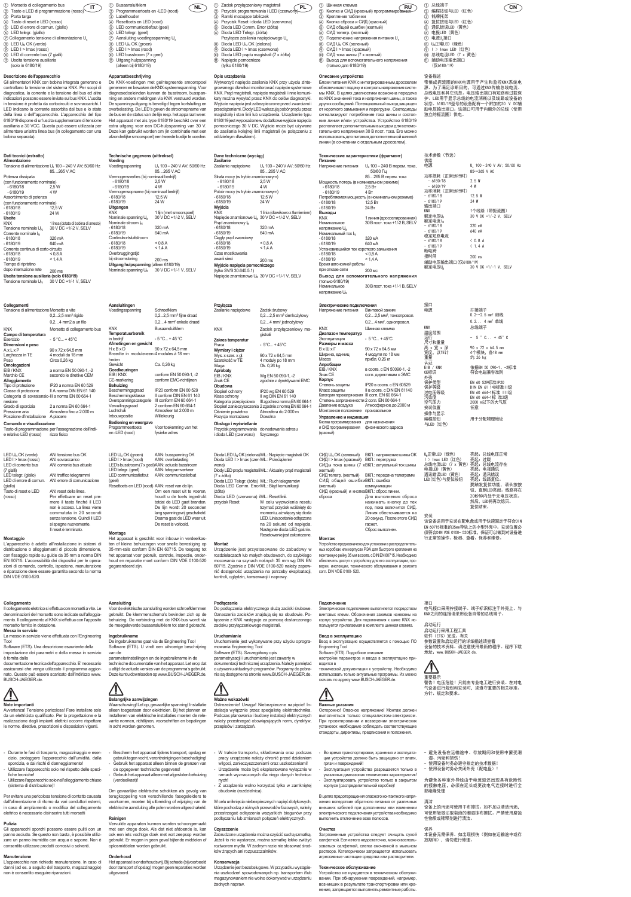# IT

① Morsetto di collegamento bus
② Tasto e LED di programmazione (rosso)
③ Porta targa
④ Tasto di reset e LED (rosso)
⑤ LED di errore di comun. (giallo)
⑥ LED telegr. (giallo)
⑦ Collegamento tensione di alimentazione $U_s$
⑧ LED $U_N$ OK (verde)
⑨ LED I > Imax (rosso)
⑩ LED di corrente bus (7 gialli)
⑪ Uscita tensione ausiliaria (solo in 6180/19)

## Descrizione dell'apparecchio

Gli alimentatori KNX con bobina integrata generano e controllano la tensione del sistema KNX. Per scopi di diagnostica, la corrente e la tensione del bus ed altre indicazioni possono essere inviate sul bus KNX. L'uscita in tensione è protetta da cortocircuiti e sovraccarichi. I LED indicano la corrente assorbita dal bus e lo stato della linea o dell'apparecchio. L'apparecchio del tipo 6180/19 dispone di un'uscita supplementare di tensione ausiliaria a 30 VCC. Questa può essere utilizzata per alimentare un'altra linea bus (in collegamento con una bobina separata).

## Dati tecnici (estratto)

**Alimentazione**

| | |
|---|---|
| Tensione di alimentazione $U_s$ | 100 – 240 V AV; 50/60 Hz 85....265 V AC |
| Potenza dissipata (con funzionamento nominale) | |
| - 6180/18 | 2,5 W |
| - 6180/19 | 4 W |
| Assorbimento di potenza (con funzionamento nominale) | |
| - 6180/18 | 12,5 W |
| - 6180/19 | 24 W |
| **Uscite** | |
| KNX | 1 linea (dotata di bobina di arresto) |
| Tensione nominale $U_N$ | 30 V CC +1/-2 V, SELV |
| Corrente nominale $I_N$ | |
| - 6180/18 | 320 mA |
| - 6180/19 | 640 mA |
| Corrente continua di corto-circuito | |
| - 6180/18 | < 0,8 A |
| - 6180/19 | < 1,4 A |
| Tempo di ripristino dopo interruzione rete | 200 ms |
| **Uscita tensione ausiliaria (solo 6180/19)** | |
| Tensione nominale $U_N$ | 30 V CC +1/-1 V, SELV |

**Collegamenti**

| | |
|---|---|
| Tensione di alimentazione | Morsetto a vite 0,2...2,5 mm² rigido 0,2...4 mm2 a un filo |
| KNX | Morsetto di collegamento bus |
| **Campo di temperatura** | |
| Esercizio | - 5 °C... + 45°C |
| **Dimensioni e peso** | |
| A x L x P | 90 x 72 x 64,5 mm |
| Larghezza in TE | 4 moduli da 18 mm |
| Peso | Circa 0,26 kg |
| **Omologazioni** | |
| EIB / KNX | a norma EN 50 090-1, -2 |
| Marchio CE | secondo le direttive CEM |
| **Alloggiamento** | |
| Tipo di protezione | IP20 a norma EN 60 529 |
| Classe di protezione | II a norma EN 61 140 |
| Categoria di sovratensione | III a norma EN 60 664-1 |
| Grado di sporcizia | 2 a norma EN 60 664-1 |
| Pressione aria | Atmosfera fino a 2.000 m |
| Posizione d'installazione | A piacere |
| **Comando e visualizzazione** | |
| Tasto di programmazione e relativo LED (rosso) | per l'assegnazione dell'indirizzo fisico |

| | |
|---|---|
| LED $U_N$ OK (verde) | AN: tensione bus OK |
| LED I > Imax (rosso) | AN: sovraccarico |
| LED di corrente bus (7 gialli) | AN: corrente bus attuale |
| LED telegr. (giallo) | AN: traffico telegrammi |
| LED di errore di comun. (giallo) | AN: errore di comunicazione |
| Tasto di reset e LED (rosso) | AN: reset della linea. Per effettuare un reset premere il tasto finchè il LED non è acceso. La linea viene commutata in 20 secondi senza tensione. Quindi il LED si spegne nuovamente. Il reset è terminato. |

## Montaggio

L'apparecchio è adatto all'installazione in sistemi di distribuzione o alloggiamenti di piccola dimensione, con fissaggio rapido su guide da 35 mm a norma DIN EN 60715. L'accessibilità dei dispositivi per le operazioni di comando, controllo, ispezione, manutenzione e riparazione deve essere garantita secondo la norma DIN VDE 0100-520.

## Collegamento

Il collegamento elettrico si effettua con morsetti a vite. Le denominazioni del morsetto sono indicate sull'alloggiamento. Il collegamento al KNX si effettua con l'apposito morsetto fornito in dotazione.

**Messa in servizio**

La messa in servizio viene effettuata con l'Engineering Tool Software (ETS). Una descrizione esauriente della impostazione dei parametri e della messa in servizio è fornita dalla documentazione tecnica dell'apparecchio. E' necessario assicurarsi che venga utilizzato il programma aggiornato. Questo può essere scaricato dall'indirizzo www.BUSCH-JAEGER.de.

## Note importanti

Avvertenza! Tensione pericolosa! Fare installare solo da un elettricista qualificato. Per la progettazione e la realizzazione degli impianti elettrici occorre rispettare le norme, direttive, prescrizioni e disposizioni vigenti.

- Durante le fasi di trasporto, magazzinaggio e esercizio, proteggere l'apparecchio dall'umidità, dalla sporcizia, e dai rischi di danneggiamento!
- Utilizzare l'apparecchio solo nel rispetto delle specifiche tecniche!
- Utilizzare l'apparecchio solo nell'alloggiamento chiuso (sistema di distribuzione)!

Per evitare una pericolosa tensione di contatto causata dall'alimentazione di ritorno da vari conduttori esterni, in caso di ampliamento o modifica del collegamento elettrico è necessario disinserire tutti morsetti

**Pulizia**

Gli apparecchi sporchi possono essere puliti con un panno asciutto. Se questo non basta, è possibile utilizzare un panno inumidito con acqua e sapone. Non è consentito utilizzare prodotti corrosivi o solventi.

**Manutenzione**

L'apparecchio non richiede manutenzione. In caso di danni (ad es. a seguito del trasporto, magazzinaggio) non è consentito eseguire riparazioni.

# NL

① Busaansluitklem
② Programmeertoets en -LED (rood)
③ Labelhouder
④ Resettoets en LED (rood)
⑤ LED communicatiefout (geel)
⑥ LED telegr. (geel)
⑦ Aansluiting voedingsspanning $U_s$
⑧ LED $U_N$ OK (groen)
⑨ LED I > Imax (rood)
⑩ LED busstroom (7 x geel)
⑪ Uitgang hulpspanning (alleen bij 6180/19)

## Apparaatbeschrijving

De KNX-voedingen met geïntegreerde smoorspoel genereren en bewaken de KNX-systeemspanning. Voor diagnosedoeleinden kunnen de busstroom, busspanning en andere meldingen via KNX verstuurd worden. De spanningsuitgang is beveiligd tegen kortsluiting en overbelasting. De LED's geven de stroomopname van de bus en de status van de lijn resp. het apparaat weer. Het apparaat met als type 6180/19 beschikt over een extra uitgang voor een DC-hulpspanning van 30 V. Deze kan gebruikt worden om (in combinatie met een afzonderlijke smoorspoel) een tweede buslijn te voeden.

## Technische gegevens (uittreksel)

**Voeding**

| | |
|---|---|
| Voedingsspanning | $U_s$ 100 – 240 V AV; 50/60 Hz 85....265 V AC |
| Vermogensverlies (bij nominaal bedrijf) | |
| - 6180/18 | 2,5 W |
| - 6180/19 | 4 W |
| Vermogensopname (bij nominaal bedrijf) | |
| - 6180/18 | 12,5 W |
| - 6180/19 | 24 W |
| **Uitgangen** | |
| KNX | 1 lijn (met smoorspoel) |
| Nominale spanning $U_N$ | 30 V DC +1/-2 V, SELV |
| Nominale stroom $I_N$ | |
| - 6180/18 | 320 mA |
| - 6180/19 | 640 mA |
| Continukortsluitstroom | |
| - 6180/18 | < 0,8 A |
| - 6180/19 | < 1,4 A |
| Overbruggingstijd bij stroomstoring | 200 ms |
| **Uitgang hulpspanning (alleen 6180/19)** | |
| Nominale spanning $U_N$ | 30 V DC +1/-1 V, SELV |

**Aansluitingen**

| | |
|---|---|
| Voedingsspanning | Schroefklem 0,2...2,5 mm² fijne draad 0,2...4 mm² enkele draad |
| KNX | Busaansluitklem |
| **Temperatuurbereik** | |
| in bedrijf | - 5 °C... + 45 °C |
| **Afmetingen en gewicht** | |
| H x B x D | 90 x 72 x 64,5 mm |
| Breedte in module-eenheden | 4 modules à 18 mm |
| Gewicht | Ca. 0,26 kg |
| **Goedkeuringen** | |
| EIB / KNX | conform EN 50 090-1, -2 |
| CE-markering | conform EMC-richtlijnen |
| **Behuizing** | |
| Beschermingsgraad | IP20 conform EN 60 529 |
| Beschermingsklasse | II conform DIN EN 61 140 |
| Overspanningscategorie | III conform EN 60 664-1 |
| Vervuilingsgraad | 2 conform EN 60 664-1 |
| Luchtdruk | Atmosfeer tot 2.000 m |
| Inbouwpositie | Willekeurig |
| **Bediening en weergave** | |
| Programmeertoets en -LED (rood) | Voor toekenning van het fysieke adres |

| | |
|---|---|
| LED $U_N$ OK (groen) | AAN: busspanning OK |
| LED I > Imax (rood) | AAN: overbelasting |
| LED's busstroom (7 x geel) | AAN: actuele busstroom |
| LED telegr. (geel) | AAN: telegramverkeer |
| LED communicatiefout (geel) | AAN: communicatiefout |
| Resettoets en LED (rood) | AAN: reset van de lijn. Om een reset uit te voeren, houdt u de toets ingedrukt totdat de LED gaat branden. De lijn wordt 20 seconden lang spanningsvrij geschakeld. Daarna gaat de LED weer uit. De reset is voltooid. |

## Montage

Het apparaat is geschikt voor inbouw in verdeelkasten of kleine behuizingen voor snelle bevestiging op 35-mm-rails conform DIN EN 60715. De toegang tot het apparaat voor gebruik, controle, inspectie, onderhoud en reparatie moet conform DIN VDE 0100-520 gegarandeerd zijn.

## Aansluiting

Voor de elektrische aansluiting worden schroefklemmen gebruikt. De klemmenschema's bevinden zich op de behuizing. De verbinding met de KNX-bus wordt via de meegeleverde busaansluitklem tot stand gebracht.

**Ingebruikname**

De ingebruikname gaat via de Engineering Tool Software (ETS). U vindt een uitvoerige beschrijving van de parameterinstellingen en de ingebruikname in de technische documentatie van het apparaat. Let erop dat u altijd de actuele versies van de programma's gebruikt. Deze kunt u downloaden op www.BUSCH-JAEGER.de.

## Belangrijke aanwijzingen

Waarschuwing! Let op, gevaarlijke spanning! Installatie alleen toegestaan door elektricien. Bij het plannen en installeren van elektrische installaties moeten de relevante normen, richtlijnen, voorschriften en bepalingen in acht worden genomen.

- Bescherm het apparaat tijdens transport, opslag en gebruik tegen vocht, verontreiniging en beschadiging!
- Gebruik het apparaat alleen binnen de grenzen van de opgegeven technische gegevens!
- Gebruik het apparaat alleen met afgesloten behuizing (verdeelkast)!

Om gevaarlijke elektrische schokken als gevolg van terugkoppeling van verschillende fasegeleiders te voorkomen, moeten bij uitbreiding of wijziging van de elektrische aansluiting alle polen worden uitgeschakeld.

**Reinigen**

Vervuilde apparaten kunnen worden schoongemaakt met een droge doek. Als dat niet afdoende is, kan ook een iets vochtige doek met zeepoplossing worden gebruikt. Er mogen in geen geval bijtende middelen of oplosmiddelen worden gebruikt.

**Onderhoud**

Het apparaat is onderhoudsvrij. Bij schade (bijvoorbeeld door transport of opslag) mogen geen reparaties worden uitgevoerd.

# PL

① Zacisk przyłączeniowy magistrali
② Przycisk programowania i LED (czerwony)
③ Ramki mocujące tabliczek
④ Przycisk Reset i dioda LED (czerwona)
⑤ Dioda LED Comm. Error (żółta)
⑥ Dioda LED Telegr. (żółta) Przyłącze zasilania napięciowego $U_s$
⑧ Dioda LED $U_N$ OK (zielona)
⑨ Dioda LED I > Imax (czerwona)
⑩ Dioda LED prądu magistrali (7 x żółta)
⑪ Napięcie pomocnicze (tylko 6180/19)

## Opis urządzenia

Wytwarzają napięcie zasilania KNX przy użyciu zintegrowanego dławika i monitorować napięcie systemowe KNX. Prąd magistrali, napięcie magistrali i inne komunikaty można wysyłać przez KNX do celów diagnostyki. Wyjście napięcia jest zabezpieczone przed zwarciami i przeciążeniami. Diody LED wskazują pobór prądu przez magistralę i stan linii lub urządzenia. Urządzenie typu 6180/19 jest wyposażone w dodatkowe wyjście napięcia pomocniczego 30 V DC. Wyjście może być używane do zasilania kolejnej linii magistrali (w połączeniu z oddzielnym dławikiem).

## Dane techniczne (wyciąg)

**Zasilanie**

| | |
|---|---|
| Zasilanie napięciowe | $U_s$ 100 – 240 V AV; 50/60 Hz 85....265 V AC |
| Strata mocy (w trybie znamionowym) | |
| - 6180/18 | 2,5 W |
| - 6180/19 | 4 W |
| Pobór mocy (w trybie znamionowym) | |
| - 6180/18 | 12,5 W |
| - 6180/19 | 24 W |
| **Wyjścia** | |
| KNX | 1 linia (dławikowo z tłumieniem) |
| Napięcie znamionowe $U_N$ | 30 V DC +1/-2 V, SELV |
| Prąd znamionowy $I_N$ | |
| - 6180/18 | 320 mA |
| - 6180/19 | 640 mA |
| Ciągły prąd zwarciowy | |
| - 6180/18 | < 0,8 A |
| - 6180/19 | < 1,4 A |
| Czas mostkowania awarii sieci | 200 ms |
| **Wyjście napięcia pomocniczego (tylko SV/S 30.640.5.1)** | |
| Napięcie znamionowe $U_N$ | 30 V DC +1/-1 V, SELV |

**Przyłącza**

| | |
|---|---|
| Zasilanie napięciowe | Zacisk śrubowy 0,2...2,5 mm² cienkożyłowy 0,2...4 mm² jednożyłowy |
| KNX | Zacisk przyłączeniowy magistrali |
| **Zakres temperatur** | |
| Praca | - 5°C... + 45°C |
| **Wymiary i ciężar** | |
| Wys. x szer. x gł. | 90 x 72 x 64,5 mm |
| Szerokość w TE | 4 moduły po 18 mm |
| Waga | Ok. 0,26 kg |
| **Aprobaty** | |
| EIB / KNX | Wg EN 50 090-1, -2 |
| Znak CE | zgodnie z dyrektywami EMC |
| **Obudowa** | |
| Stopień ochrony | IP20 wg EN 60 529 |
| Klasa ochrony | II wg DIN EN 61 140 |
| Kategoria przepięciowa | III zgodnie z normą EN 60 664-1 |
| Stopień zanieczyszczenia | 2 zgodnie z normą EN 60 664-1 |
| Ciśnienie powietrza | Atmosfera do 2 000 m |
| Pozycja montażowa | Dowolna |
| **Obsługa i wyświetlanie** | |
| Przycisk programowania i dioda LED (czerwona) | do nadawania adresu fizycznego |

| | |
|---|---|
| Dioda LED $U_N$ OK (zielona) | Wł.: Napięcie magistrali OK |
| Dioda LED I > Imax (czerwona) | Wł.: Przeciążenie |
| Diody LED prądu magistrali (7 x żółta) | Wł.: Aktualny prąd magistrali |
| Dioda LED Telegr. (żółta) | Wł.: Ruch telegramów |
| Dioda LED Comm. Error (żółta) | Wł.: Błąd komunikacji |
| Dioda LED (czerwona) przycisk Reset | Wł.: Reset linii. W celu wywołania resetu trzymać przycisk wciśnięty do momentu, aż włączy się dioda LED. Linia zostanie odłączona na 20 sekund od napięcia. Następnie dioda LED zgaśnie. Resetowanie jest zakończone. |

## Montaż

Urządzenie jest przystosowane do zabudowy w rozdzielaczach lub małych obudowach, do szybkiego mocowania na szynach nośnych 35 mm wg DIN EN 60715. Zgodnie z DIN VDE 0100-520 należy zapewnić dostępność urządzenia na potrzeby eksploatacji, kontroli, oględzin, konserwacji i naprawy.

## Podłączenie

Do podłączenia elektrycznego służą zaciski śrubowe. Oznaczenia zacisków znajdują się na obudowie. Połączenie z KNX następuje za pomocą dostarczonego zacisku przyłączeniowego magistrali.

**Uruchamianie**

Uruchomienie jest wykonywane przy użyciu oprogramowania Engineering Tool Software (ETS). Szczegółowy opis parametryzacji i uruchomienia jest zawarty w dokumentacji technicznej urządzenia. Należy pamiętać o używaniu aktualnych programów. Programy do pobrania są dostępne na stronie www.BUSCH-JAEGER.de.

## Ważne wskazówki

Ostrzeżenie! Uwaga! Niebezpieczne napięcie! Instalacja wyłącznie przez specjalistę elektrotechnika. Podczas planowania i budowy instalacji elektrycznych należy przestrzegać obowiązujących norm, dyrektyw, przepisów i zarządzeń.

- W trakcie transportu, składowania oraz podczas pracy urządzenie należy chronić przed działaniem wilgoci, zanieczyszczeniami oraz uszkodzeniami!
- Urządzenie może być eksploatowane wyłącznie w ramach wyznaczonych dla niego danych technicznych!
- Z urządzenia wolno korzystać tylko w zamkniętej obudowie (rozdzielnica).

W celu uniknięcia niebezpiecznych napięć dotykowych, które pochodzą z różnych przewodów fazowych, należy przestrzegać odłączenia wszystkich biegunów przy podłączaniu lub zmianach połączeń elektrycznych.

**Czyszczenie**

Zabrudzone urządzenia można czyścić suchą szmatką. Jeżeli to nie wystarcza, można szmatkę lekko zwilżyć roztworem mydła. W żadnym razie nie stosować środków żrących ani rozpuszczalników.

**Konserwacja**

Urządzenie jest bezobsługowe. W przypadku wystąpienia uszkodzeń spowodowanych np. transportem i/lub magazynowaniem nie wolno dokonywać w urządzeniu żadnych napraw.

# RU

① Шинная клемма
② Кнопка и СИД (красный) программирования
③ Крепление таблички
④ Кнопка сброса и СИД (красный)
⑤ СИД общей ошибки (желтый)
⑥ СИД телегр. (желтый)
⑦ Подключение напряжения питания $U_s$
⑧ СИД $U_N$ ОК (зеленый)
⑨ СИД I > Imax (красный)
⑩ СИД тока шины (7 x желтый)
⑪ Выход для вспомогательного напряжения (только для 6180/19)

## Описание устройства

Блоки питания KNX с интегрированным дросселем обеспечивают подачу и контроль напряжения системы KNX. В целях диагностики возможна передача по KNX значений тока и напряжения в шине и других сообщений. Потенциальный выход защищен от короткого замыкания и перегрузки. Светодиоды сигнализируют потребление тока шиной и состояние линии и/или устройства. Устройство 6180/19 располагает дополнительным выходом для вспомогательного напряжения 30 В пост. тока. Его можно использовать для питания дополнительной шинной линии (в сочетании с отдельным дросселем).

## Технические характеристики (фрагмент)

**Питание**

| | |
|---|---|
| Напряжение питания | $U_s$ 100 – 240 В перем. тока, 50/60 Гц 85...265 В перем. тока |
| Мощность потерь (в номинальном режиме) | |
| - 6180/18 | 2,5 Вт |
| - 6180/19 | 4 Вт |
| Потребляемая мощность (в номинальном режиме) | |
| - 6180/18 | 12,5 Вт |
| - 6180/19 | 24 Вт |
| **Выходы** | |
| KNX | 1 линия (дроссельированная) |
| Номинальное напряжение $U_N$ | 30 В пост. тока +1/-2 В, SELV |
| Номинальный ток $I_N$ | |
| - 6180/18 | 320 мА |
| - 6180/19 | 640 мА |
| Установившийся ток короткого замыкания | |
| - 6180/18 | < 0,8 А |
| - 6180/19 | < 1,4 А |
| Время автономной работы при отказе сети | 200 мс |
| **Выход для вспомогательного напряжения (только 6180/19)** | |
| Номинальное напряжение $U_N$ | 30 В пост. тока +1/-1 В, SELV |

**Электрические подключения**

| | |
|---|---|
| Напряжение питания | Винтовой зажим 0,2...2,5 мм², тонкопровол. 0,2...4 мм², однопровол. |
| KNX | Шинная клемма |
| **Диапазон температур** | |
| Эксплуатация | - 5 °C... + 45 °C |
| **Размеры и масса** | |
| В x Ш x Г | 90 x 72 x 64,5 мм |
| Ширина, единиц | 4 модуля по 18 мм |
| Масса | прибл. 0,26 кг |
| **Апробации** | |
| EIB / KNX | в соотв. с EN 50090-1, -2 |
| Знак CE | согл. директивам о ЭМС |
| **Корпус** | |
| Степень защиты | IP20 в соотв. с EN 60529 |
| Класс защиты | II в соотв. с DIN EN 61140 |
| Категория перенапряжения | III согл. EN 60 664-1 |
| Степень загрязненности | 2 согл. EN 60 664-1 |
| Давление воздуха | Атмосферное до 2000 м |
| Монтажное положение | произвольное |
| **Управление и индикация** | |
| Кнопка программирования и СИД программирования (красный) | для назначения физического адреса |

| | |
|---|---|
| СИД $U_N$ ОК (зеленый) | ВКЛ: напряжение шины ОК |
| СИД I > Imax (красный) | ВКЛ: перегрузка |
| СИДы тока шины (7 x желтый) | ВКЛ: актуальный ток шины |
| СИД телегр. (желтый) | ВКЛ: передача телеграмм |
| СИД общей ошибки (желтый) | ВКЛ: ошибка коммуникации |
| СИД (красный) и кнопка сброса | ВКЛ: сброс линии. Для выполнения сброса нажимать кнопку до тех пор, пока включится СИД. Линия обесточивается на 20 секунд. После этого СИД гаснет. Сброс выполнен. |

## Монтаж

Устройство предназначено для установки в распределительных коробках или корпусах РЭА для быстрого крепления на монтажную рейку 35 мм в соотв. с DIN EN 60715. Необходимо обеспечить доступ к устройству для его эксплуатации, проверки, инспекции, технического обслуживания и ремонта согл. DIN VDE 0100- 520.

## Подключение

Электрическое подключение выполняется посредством винтовых клемм. Обозначения зажимов нанесены на корпус устройства. Для подключения к шине KNX используется прилагаемая в комплекте шинная клемма.

**Ввод в эксплуатацию**

Ввод в эксплуатацию осуществляется с помощью ПО Engineering Tool Software (ETS). Подробное описание настройки параметров и ввода в эксплуатацию приводится в технической документации к устройству. Необходимо использовать только актуальные программы. Их можно скачать по адресу www.BUSCH-JAEGER.de.

## Важные указания

Осторожно! Опасное напряжение! Монтаж должен выполняться только специалистом-электриком. При проектировании и возведении электрических установок необходимо соблюдать соответствующие стандарты, директивы, предписания и положения.

- Во время транспортировки, хранения и эксплуатации устройство должно быть защищено от влаги, грязи и повреждений!
- Эксплуатация устройства разрешается только в указанных диапазонах технических характеристик!
- Эксплуатировать устройство только в закрытом корпусе (распределительной коробке)!

В целях предотвращения опасного контактного напряжения вследствие обратного питания от различных внешних кабелей при дополнении или изменении электрического подключения устройства необходимо выполнить отключение всех полюсов.

**Очистка**

Загрязненные устройства следует очищать сухой салфеткой. Если этого недостаточно, можно воспользоваться салфеткой, слегка смоченной в мыльном растворе. Категорически запрещается использовать агрессивные чистящие средства или растворители.

**Техническое обслуживание**

Устройство не нуждается в техническом обслуживании. При обнаружении повреждений, например, возникших в результате транспортировки или хранения, запрещается выполнять ремонтные работы.

# CN

① 总线端子
② 编程按钮与LED（红色）
③ 铭牌托架
④ 复位按钮与LED（红色）
⑤ 通讯错误LED（黄色）
⑥ 电报LED（黄色）
⑦ 电源$U_s$接口
⑧ $U_N$正常LED（绿色）
⑨ I > Imax LED（红色）
⑩ 总线电流LED（7 x 黄色）
⑪ 辅助电压输出端口（仅6180/19）

## 设备描述

带集成扼流圈的KNX电源用于产生和监控KNX系统电压。为了满足诊断目的，可通过KNX传输总线电流、总线电压和其它讯息。电压输出端口有短路和过载保护。LED用于显示总线电流耗以及总线或设备的状态。6180/19型号的设备配有一个附加的30 V DC辅助电压输出端口。该端口可用于向额外的总线（使用独立的扼流圈）供电。

## 技术参数（节选）

**供给**

| | |
|---|---|
| 电源 | $U_s$ 100 – 240 V AV; 50/60 Hz 85---265 V AC |
| 功率损耗（正常运行时） | |
| - 6180/18 | 2.5 W |
| - 6180/19 | 4 W |
| 功率消耗（正常运行时） | |
| - 6180/18 | 12.5 W |
| - 6180/19 | 24 W |
| **输出端口** | |
| KNX | 1个线路（带扼流圈） |
| 额定电压$U_N$ | 30 V DC +1/-2 V, SELV |
| 额定电流$I_N$ | |
| - 6180/18 | 320 mA |
| - 6180/19 | 640 mA |
| 稳定短路电流 | |
| - 6180/18 | < 0.8 A |
| - 6180/19 | < 1.4 A |
| 断电再接时间 | 200 ms |
| **辅助电压输出端口（仅6180/19）** | |
| 额定电压$U_N$ | 30 V DC +1/-1 V, SELV |

**接口**

| | |
|---|---|
| 电源 | 拧接端子 0.2---2.5 mm² 线缆 0.2---4 mm² 单线 |
| KNX | 总线端子 |
| **温度范围** | |
| 运行 | - 5 °C ... + 45 °C |
| **尺寸和重量** | |
| 高 x 宽 x 深 | 90 x 72 x 64.5 mm |
| 宽度，以TE计 | 4个模块，各18 mm |
| 重量 | 约 26 kg |
| **认证** | |
| EIB / KNX | 依据EN 50 090-1，-2标准 |
| CE标识 | 符合电磁兼容准则 |
| **外壳** | |
| 保护类型 | EN 60 529标准IP20 |
| 保护等级 | EN 61 140标准II级 |
| 过电压等级 | EN 60 664-1标准 III级 |
| 污染度 | EN 60 664-1标 准2级 |
| 空气压力 | 2000 m以下的大气压 |
| 安装位置 | 任意 |
| **操作与显示** | |
| 编程按钮与LED（红色） | 用于分配物理地址 |

| | |
|---|---|
| $U_N$正常LED（绿色） | 亮起：总线电压正常 |
| I > Imax LED（红色） | 亮起：过载 |
| 总线电流LED（7 x 黄色） | 亮起：总线电流存在 |
| 电报LED（黄色） | 亮起：电报通讯 |
| 通讯错误LED（黄色） | 亮起：通讯错误 |
| LED(红色)与复位按钮 | 亮起：线路复位。要触发复位功能，请长按按钮，直到LED亮起。线路将在20秒钟内处于无电压状态。然后，LED将再次熄灭，复位结束。 |

## 安装

该设备适用于安装在配电盘或用于快速固定于符合DIN EN 60715标准的35mm导轨上的小型外壳中。安装位置必须符合DIN VDE 0100- 520标准，保证可以便到对设备进行建造、检测、查看、保养和维修。

## 接口

电气接口采用拧接端子。端子标识标注于外壳上。与KNX之间的连接请采用设备自带的总线端子。

**启动运行**

启动运行采用工程工具软件（ETS）完成。有关参数设置和启动运行的详细描述请查看设备的技术资料。请注意使用最新的程序。程序下载地址：www.BUSCH-JAEGER.de。

## 重要提示

警告！电压危险！只能由专业电工进行安装。在对电气设备进行规划和安装时，须遵守重要的相关标准、方针，规定和要求。

- 避免设备在运输途中、存放期间和使用中妻受潮湿、污染和损伤！
- 使用设备时务必遵守指定的技术数据！
- 使用设备时务必关闭外壳（配电盘）！

为避免各种室外导线由于电流返送出现具有危险性的接触电压，必须在进行扩展或更改电气连接时进行全部隔离处理

**清洁**

设备上的污垢可使用干布擦拭。如不足以清洁污垢，可使用轻微沾湿有肥皂水的湿布擦拭。严禁使用腐蚀性物质或稀释剂进行清洁。

**保养**

本设备无需保养。如出现损伤（例如在运输途中或存放期间），请勿进行修理。